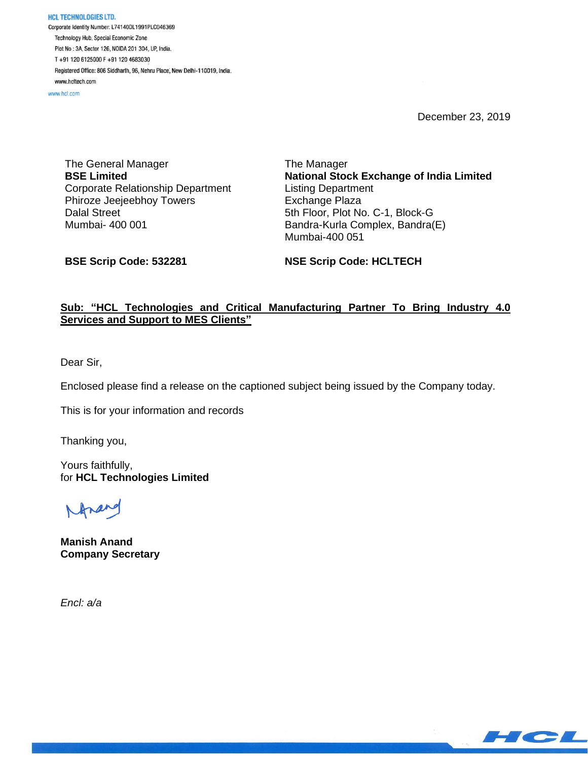**HCL TECHNOLOGIES LTD.**
Corporate Identity Number: L74140DL1991PLC046369
Technology Hub, Special Economic Zone
Plot No : 3A, Sector 126, NOIDA 201 304, UP, India.
T +91 120 6125000 F +91 120 4683030
Registered Office: 806 Siddharth, 96, Nehru Place, New Delhi-110019, India.
www.hcltech.com
www.hcl.com

December 23, 2019

The General Manager
**BSE Limited**
Corporate Relationship Department
Phiroze Jeejeebhoy Towers
Dalal Street
Mumbai- 400 001

**BSE Scrip Code: 532281**

The Manager
**National Stock Exchange of India Limited**
Listing Department
Exchange Plaza
5th Floor, Plot No. C-1, Block-G
Bandra-Kurla Complex, Bandra(E)
Mumbai-400 051

**NSE Scrip Code: HCLTECH**

**Sub: "HCL Technologies and Critical Manufacturing Partner To Bring Industry 4.0 Services and Support to MES Clients"**

Dear Sir,

Enclosed please find a release on the captioned subject being issued by the Company today.

This is for your information and records

Thanking you,

Yours faithfully,
for **HCL Technologies Limited**

**Manish Anand**
**Company Secretary**

*Encl: a/a*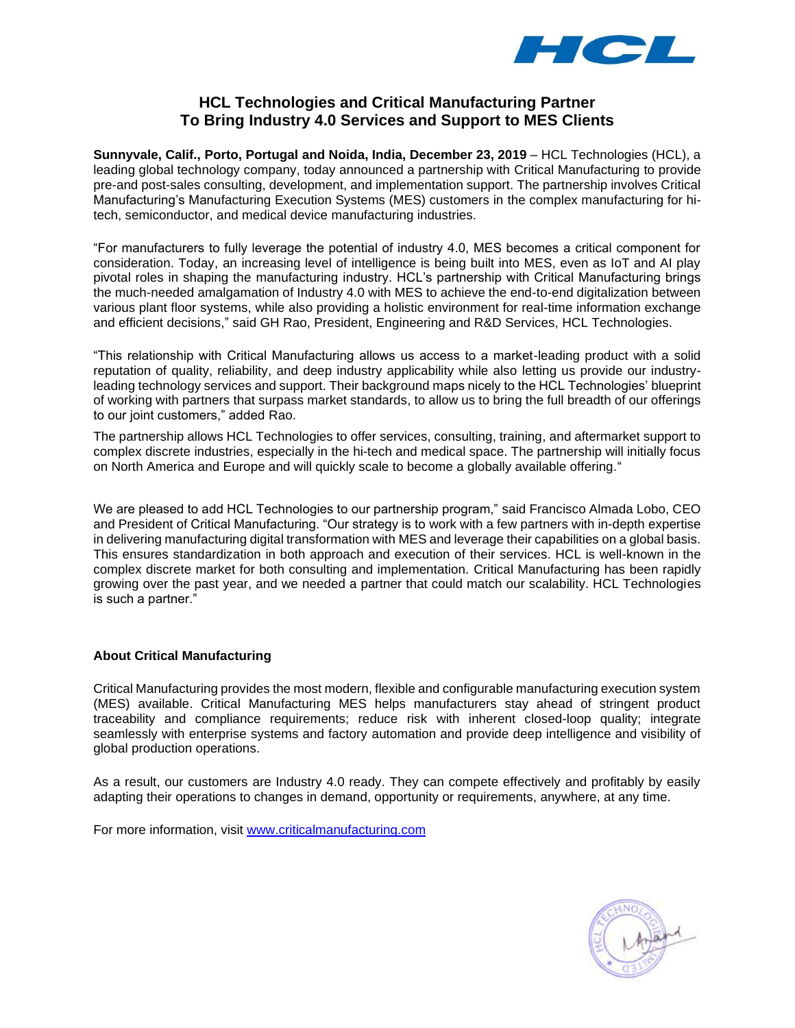# HCL Technologies and Critical Manufacturing Partner To Bring Industry 4.0 Services and Support to MES Clients

**Sunnyvale, Calif., Porto, Portugal and Noida, India, December 23, 2019** – HCL Technologies (HCL), a leading global technology company, today announced a partnership with Critical Manufacturing to provide pre-and post-sales consulting, development, and implementation support. The partnership involves Critical Manufacturing's Manufacturing Execution Systems (MES) customers in the complex manufacturing for hi-tech, semiconductor, and medical device manufacturing industries.

"For manufacturers to fully leverage the potential of industry 4.0, MES becomes a critical component for consideration. Today, an increasing level of intelligence is being built into MES, even as IoT and AI play pivotal roles in shaping the manufacturing industry. HCL's partnership with Critical Manufacturing brings the much-needed amalgamation of Industry 4.0 with MES to achieve the end-to-end digitalization between various plant floor systems, while also providing a holistic environment for real-time information exchange and efficient decisions," said GH Rao, President, Engineering and R&D Services, HCL Technologies.

"This relationship with Critical Manufacturing allows us access to a market-leading product with a solid reputation of quality, reliability, and deep industry applicability while also letting us provide our industry-leading technology services and support. Their background maps nicely to the HCL Technologies' blueprint of working with partners that surpass market standards, to allow us to bring the full breadth of our offerings to our joint customers," added Rao.

The partnership allows HCL Technologies to offer services, consulting, training, and aftermarket support to complex discrete industries, especially in the hi-tech and medical space. The partnership will initially focus on North America and Europe and will quickly scale to become a globally available offering."

We are pleased to add HCL Technologies to our partnership program," said Francisco Almada Lobo, CEO and President of Critical Manufacturing. "Our strategy is to work with a few partners with in-depth expertise in delivering manufacturing digital transformation with MES and leverage their capabilities on a global basis. This ensures standardization in both approach and execution of their services. HCL is well-known in the complex discrete market for both consulting and implementation. Critical Manufacturing has been rapidly growing over the past year, and we needed a partner that could match our scalability. HCL Technologies is such a partner."

**About Critical Manufacturing**

Critical Manufacturing provides the most modern, flexible and configurable manufacturing execution system (MES) available. Critical Manufacturing MES helps manufacturers stay ahead of stringent product traceability and compliance requirements; reduce risk with inherent closed-loop quality; integrate seamlessly with enterprise systems and factory automation and provide deep intelligence and visibility of global production operations.

As a result, our customers are Industry 4.0 ready. They can compete effectively and profitably by easily adapting their operations to changes in demand, opportunity or requirements, anywhere, at any time.

For more information, visit www.criticalmanufacturing.com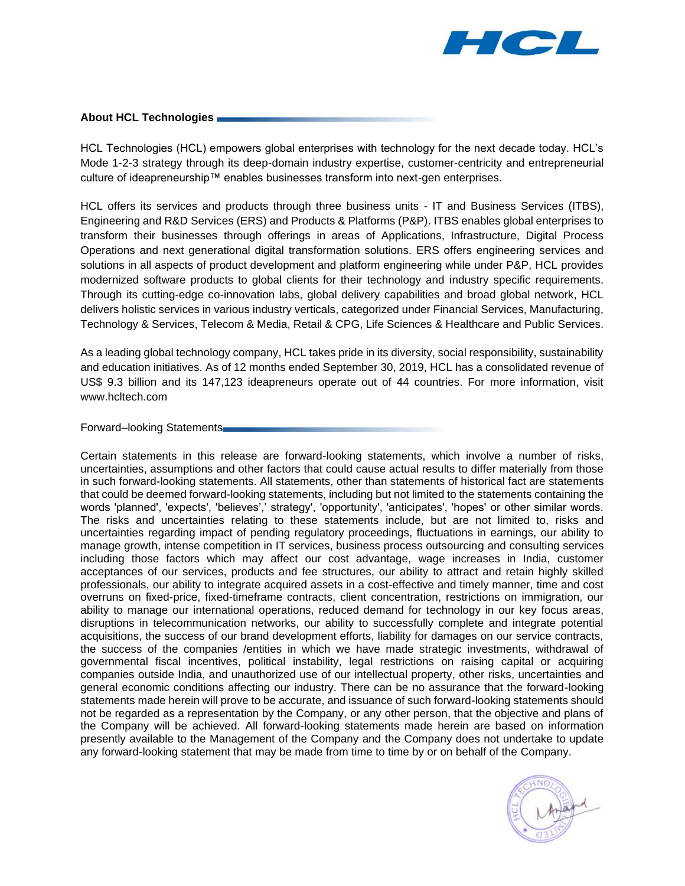## About HCL Technologies

HCL Technologies (HCL) empowers global enterprises with technology for the next decade today. HCL's Mode 1-2-3 strategy through its deep-domain industry expertise, customer-centricity and entrepreneurial culture of ideapreneurship™ enables businesses transform into next-gen enterprises.

HCL offers its services and products through three business units - IT and Business Services (ITBS), Engineering and R&D Services (ERS) and Products & Platforms (P&P). ITBS enables global enterprises to transform their businesses through offerings in areas of Applications, Infrastructure, Digital Process Operations and next generational digital transformation solutions. ERS offers engineering services and solutions in all aspects of product development and platform engineering while under P&P, HCL provides modernized software products to global clients for their technology and industry specific requirements. Through its cutting-edge co-innovation labs, global delivery capabilities and broad global network, HCL delivers holistic services in various industry verticals, categorized under Financial Services, Manufacturing, Technology & Services, Telecom & Media, Retail & CPG, Life Sciences & Healthcare and Public Services.

As a leading global technology company, HCL takes pride in its diversity, social responsibility, sustainability and education initiatives. As of 12 months ended September 30, 2019, HCL has a consolidated revenue of US$ 9.3 billion and its 147,123 ideapreneurs operate out of 44 countries. For more information, visit www.hcltech.com

## Forward–looking Statements

Certain statements in this release are forward-looking statements, which involve a number of risks, uncertainties, assumptions and other factors that could cause actual results to differ materially from those in such forward-looking statements. All statements, other than statements of historical fact are statements that could be deemed forward-looking statements, including but not limited to the statements containing the words 'planned', 'expects', 'believes',' strategy', 'opportunity', 'anticipates', 'hopes' or other similar words. The risks and uncertainties relating to these statements include, but are not limited to, risks and uncertainties regarding impact of pending regulatory proceedings, fluctuations in earnings, our ability to manage growth, intense competition in IT services, business process outsourcing and consulting services including those factors which may affect our cost advantage, wage increases in India, customer acceptances of our services, products and fee structures, our ability to attract and retain highly skilled professionals, our ability to integrate acquired assets in a cost-effective and timely manner, time and cost overruns on fixed-price, fixed-timeframe contracts, client concentration, restrictions on immigration, our ability to manage our international operations, reduced demand for technology in our key focus areas, disruptions in telecommunication networks, our ability to successfully complete and integrate potential acquisitions, the success of our brand development efforts, liability for damages on our service contracts, the success of the companies /entities in which we have made strategic investments, withdrawal of governmental fiscal incentives, political instability, legal restrictions on raising capital or acquiring companies outside India, and unauthorized use of our intellectual property, other risks, uncertainties and general economic conditions affecting our industry. There can be no assurance that the forward-looking statements made herein will prove to be accurate, and issuance of such forward-looking statements should not be regarded as a representation by the Company, or any other person, that the objective and plans of the Company will be achieved. All forward-looking statements made herein are based on information presently available to the Management of the Company and the Company does not undertake to update any forward-looking statement that may be made from time to time by or on behalf of the Company.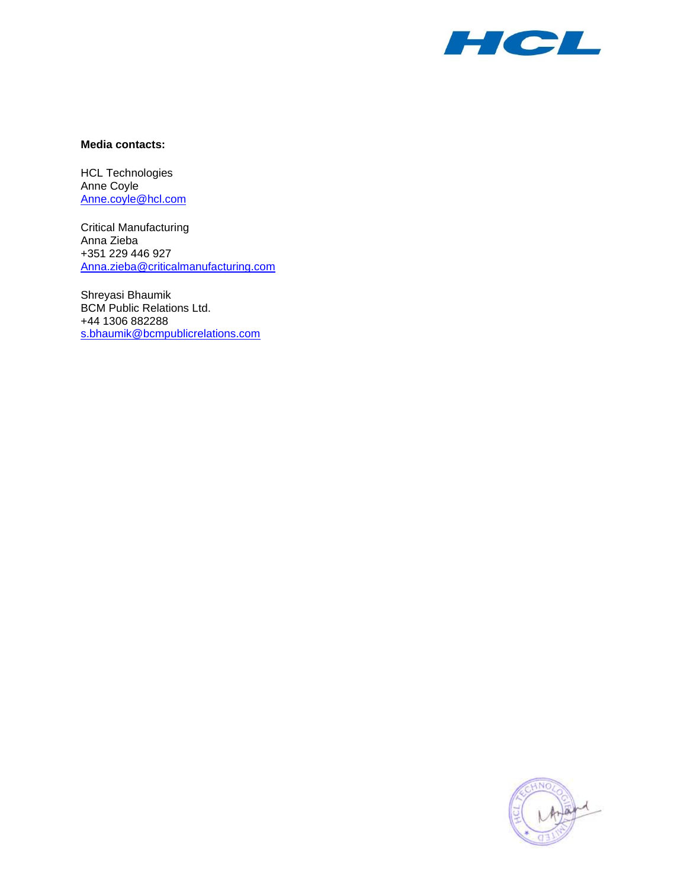**Media contacts:**

HCL Technologies
Anne Coyle
Anne.coyle@hcl.com

Critical Manufacturing
Anna Zieba
+351 229 446 927
Anna.zieba@criticalmanufacturing.com

Shreyasi Bhaumik
BCM Public Relations Ltd.
+44 1306 882288
s.bhaumik@bcmpublicrelations.com